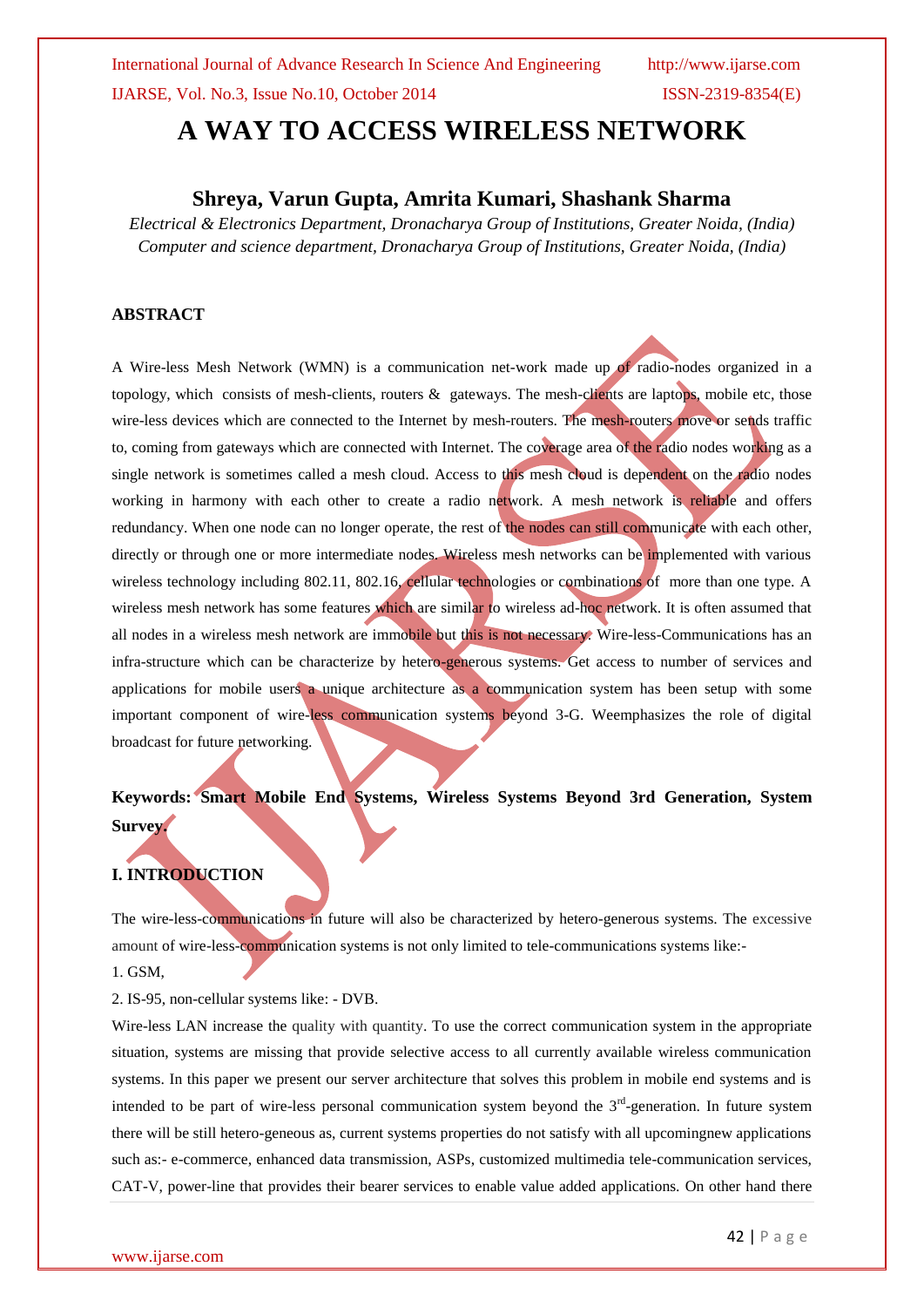# A WAY TO ACCESS WIRELESS NETWORK

### Shreya, Varun Gupta, Amrita Kumari, Shashank Sharma

*Electrical & Electronics Department, Dronacharya Group of Institutions, Greater Noida, (India)*
*Computer and science department, Dronacharya Group of Institutions, Greater Noida, (India)*

## ABSTRACT

A Wire-less Mesh Network (WMN) is a communication net-work made up of radio-nodes organized in a topology, which consists of mesh-clients, routers & gateways. The mesh-clients are laptops, mobile etc, those wire-less devices which are connected to the Internet by mesh-routers. The mesh-routers move or sends traffic to, coming from gateways which are connected with Internet. The coverage area of the radio nodes working as a single network is sometimes called a mesh cloud. Access to this mesh cloud is dependent on the radio nodes working in harmony with each other to create a radio network. A mesh network is reliable and offers redundancy. When one node can no longer operate, the rest of the nodes can still communicate with each other, directly or through one or more intermediate nodes. Wireless mesh networks can be implemented with various wireless technology including 802.11, 802.16, cellular technologies or combinations of more than one type. A wireless mesh network has some features which are similar to wireless ad-hoc network. It is often assumed that all nodes in a wireless mesh network are immobile but this is not necessary. Wire-less-Communications has an infra-structure which can be characterize by hetero-generous systems. Get access to number of services and applications for mobile users a unique architecture as a communication system has been setup with some important component of wire-less communication systems beyond 3-G. Weemphasizes the role of digital broadcast for future networking.

**Keywords: Smart Mobile End Systems, Wireless Systems Beyond 3rd Generation, System Survey.**

## I. INTRODUCTION

The wire-less-communications in future will also be characterized by hetero-generous systems. The excessive amount of wire-less-communication systems is not only limited to tele-communications systems like:-

1. GSM,
2. IS-95, non-cellular systems like: - DVB.

Wire-less LAN increase the quality with quantity. To use the correct communication system in the appropriate situation, systems are missing that provide selective access to all currently available wireless communication systems. In this paper we present our server architecture that solves this problem in mobile end systems and is intended to be part of wire-less personal communication system beyond the 3[rd]-generation. In future system there will be still hetero-geneous as, current systems properties do not satisfy with all upcomingnew applications such as:- e-commerce, enhanced data transmission, ASPs, customized multimedia tele-communication services, CAT-V, power-line that provides their bearer services to enable value added applications. On other hand there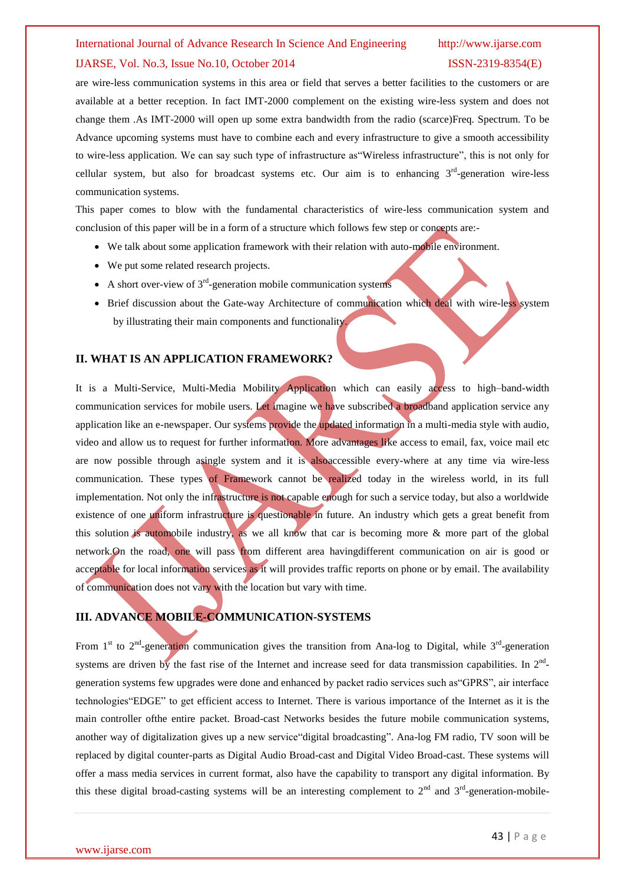are wire-less communication systems in this area or field that serves a better facilities to the customers or are available at a better reception. In fact IMT-2000 complement on the existing wire-less system and does not change them .As IMT-2000 will open up some extra bandwidth from the radio (scarce)Freq. Spectrum. To be Advance upcoming systems must have to combine each and every infrastructure to give a smooth accessibility to wire-less application. We can say such type of infrastructure as"Wireless infrastructure", this is not only for cellular system, but also for broadcast systems etc. Our aim is to enhancing 3rd-generation wire-less communication systems.

This paper comes to blow with the fundamental characteristics of wire-less communication system and conclusion of this paper will be in a form of a structure which follows few step or concepts are:-

- We talk about some application framework with their relation with auto-mobile environment.
- We put some related research projects.
- A short over-view of 3rd-generation mobile communication systems
- Brief discussion about the Gate-way Architecture of communication which deal with wire-less system by illustrating their main components and functionality.

## II. WHAT IS AN APPLICATION FRAMEWORK?

It is a Multi-Service, Multi-Media Mobility Application which can easily access to high–band-width communication services for mobile users. Let imagine we have subscribed a broadband application service any application like an e-newspaper. Our systems provide the updated information in a multi-media style with audio, video and allow us to request for further information. More advantages like access to email, fax, voice mail etc are now possible through asingle system and it is alsoaccessible every-where at any time via wire-less communication. These types of Framework cannot be realized today in the wireless world, in its full implementation. Not only the infrastructure is not capable enough for such a service today, but also a worldwide existence of one uniform infrastructure is questionable in future. An industry which gets a great benefit from this solution is automobile industry, as we all know that car is becoming more & more part of the global network.On the road, one will pass from different area havingdifferent communication on air is good or acceptable for local information services as it will provides traffic reports on phone or by email. The availability of communication does not vary with the location but vary with time.

## III. ADVANCE MOBILE-COMMUNICATION-SYSTEMS

From 1st to 2nd-generation communication gives the transition from Ana-log to Digital, while 3rd-generation systems are driven by the fast rise of the Internet and increase seed for data transmission capabilities. In 2nd-generation systems few upgrades were done and enhanced by packet radio services such as"GPRS", air interface technologies"EDGE" to get efficient access to Internet. There is various importance of the Internet as it is the main controller ofthe entire packet. Broad-cast Networks besides the future mobile communication systems, another way of digitalization gives up a new service"digital broadcasting". Ana-log FM radio, TV soon will be replaced by digital counter-parts as Digital Audio Broad-cast and Digital Video Broad-cast. These systems will offer a mass media services in current format, also have the capability to transport any digital information. By this these digital broad-casting systems will be an interesting complement to 2nd and 3rd-generation-mobile-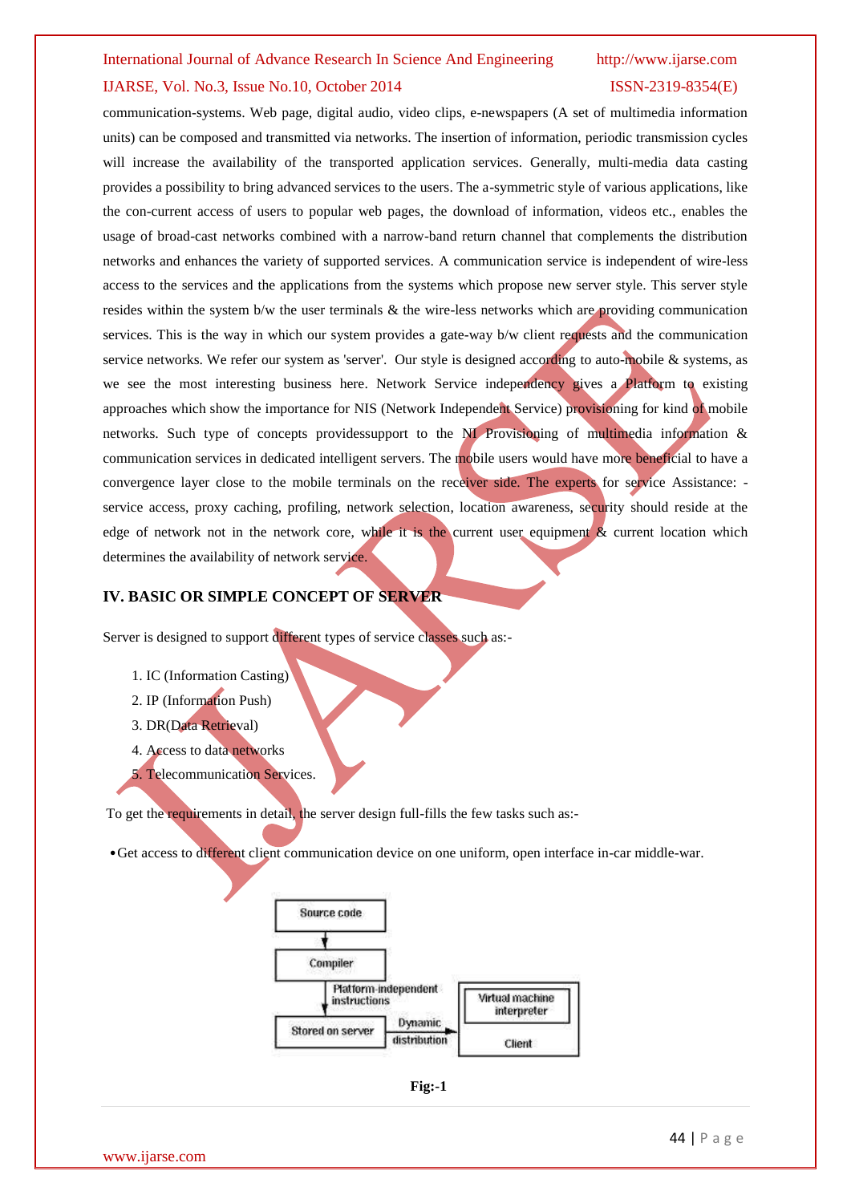communication-systems. Web page, digital audio, video clips, e-newspapers (A set of multimedia information units) can be composed and transmitted via networks. The insertion of information, periodic transmission cycles will increase the availability of the transported application services. Generally, multi-media data casting provides a possibility to bring advanced services to the users. The a-symmetric style of various applications, like the con-current access of users to popular web pages, the download of information, videos etc., enables the usage of broad-cast networks combined with a narrow-band return channel that complements the distribution networks and enhances the variety of supported services. A communication service is independent of wire-less access to the services and the applications from the systems which propose new server style. This server style resides within the system b/w the user terminals & the wire-less networks which are providing communication services. This is the way in which our system provides a gate-way b/w client requests and the communication service networks. We refer our system as 'server'. Our style is designed according to auto-mobile & systems, as we see the most interesting business here. Network Service independency gives a Platform to existing approaches which show the importance for NIS (Network Independent Service) provisioning for kind of mobile networks. Such type of concepts providessupport to the NI Provisioning of multimedia information & communication services in dedicated intelligent servers. The mobile users would have more beneficial to have a convergence layer close to the mobile terminals on the receiver side. The experts for service Assistance: - service access, proxy caching, profiling, network selection, location awareness, security should reside at the edge of network not in the network core, while it is the current user equipment & current location which determines the availability of network service.

## IV. BASIC OR SIMPLE CONCEPT OF SERVER

Server is designed to support different types of service classes such as:-

1. IC (Information Casting)
2. IP (Information Push)
3. DR(Data Retrieval)
4. Access to data networks
5. Telecommunication Services.

To get the requirements in detail, the server design full-fills the few tasks such as:-

- Get access to different client communication device on one uniform, open interface in-car middle-war.

Source code

Compiler

Platform-independent instructions

Stored on server

Dynamic distribution

Virtual machine interpreter

Client

**Fig:-1**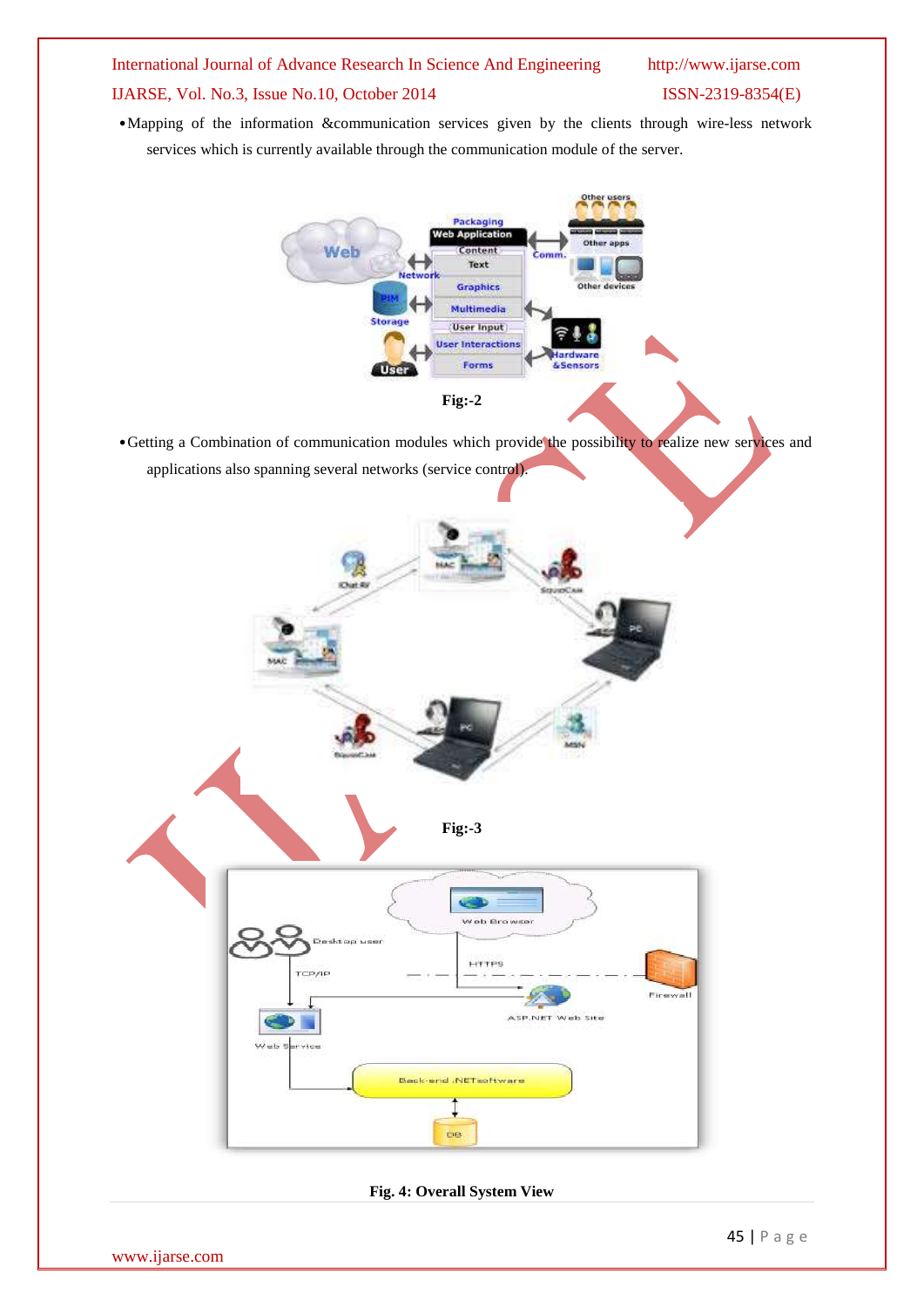- Mapping of the information &communication services given by the clients through wire-less network services which is currently available through the communication module of the server.

Fig:-2

- Getting a Combination of communication modules which provide the possibility to realize new services and applications also spanning several networks (service control).

Fig:-3

Fig. 4: Overall System View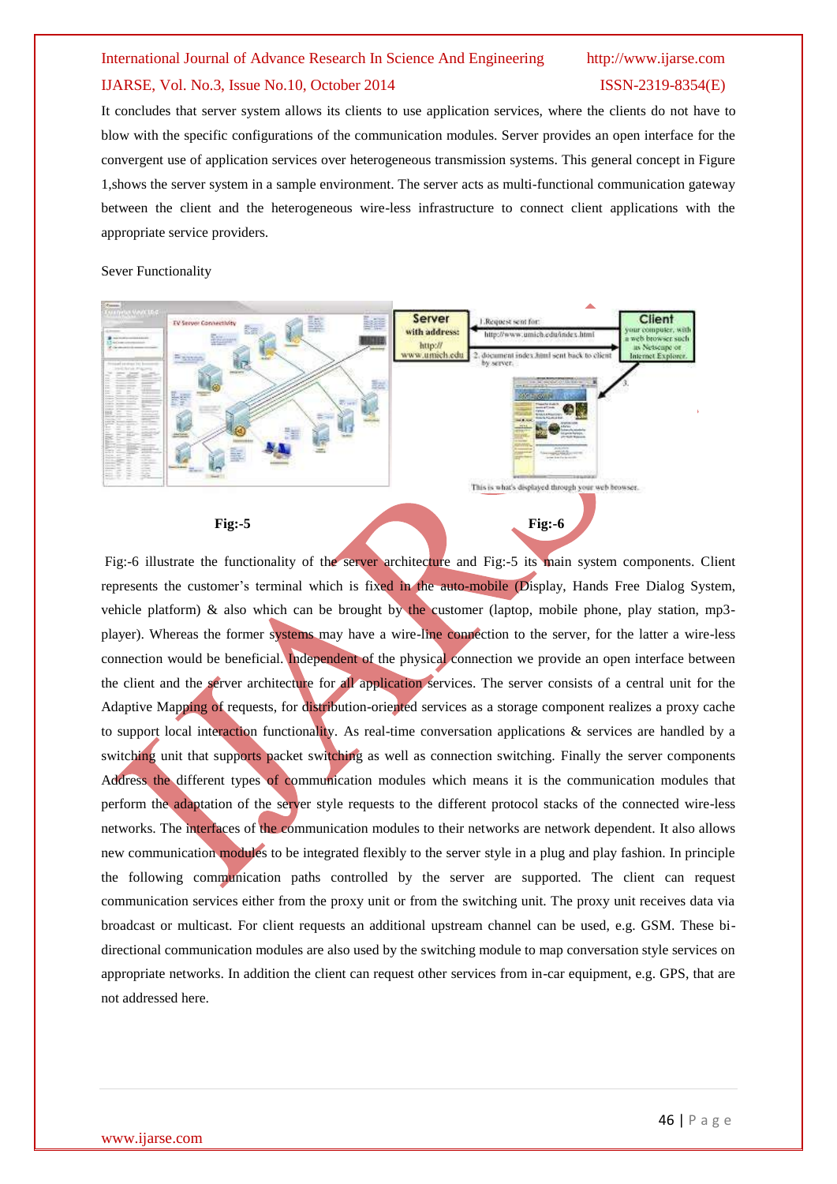It concludes that server system allows its clients to use application services, where the clients do not have to blow with the specific configurations of the communication modules. Server provides an open interface for the convergent use of application services over heterogeneous transmission systems. This general concept in Figure 1,shows the server system in a sample environment. The server acts as multi-functional communication gateway between the client and the heterogeneous wire-less infrastructure to connect client applications with the appropriate service providers.

Sever Functionality

Server
with address:
http://
www.umich.edu

1.Request sent for:
http://www.umich.edu/index.html

2. document index.html sent back to client by server.

Client
your computer, with a web browser such as Netscape or Internet Explorer.

3.

This is what's displayed through your web browser.

**Fig:-5** **Fig:-6**

Fig:-6 illustrate the functionality of the server architecture and Fig:-5 its main system components. Client represents the customer's terminal which is fixed in the auto-mobile (Display, Hands Free Dialog System, vehicle platform) & also which can be brought by the customer (laptop, mobile phone, play station, mp3-player). Whereas the former systems may have a wire-line connection to the server, for the latter a wire-less connection would be beneficial. Independent of the physical connection we provide an open interface between the client and the server architecture for all application services. The server consists of a central unit for the Adaptive Mapping of requests, for distribution-oriented services as a storage component realizes a proxy cache to support local interaction functionality. As real-time conversation applications & services are handled by a switching unit that supports packet switching as well as connection switching. Finally the server components Address the different types of communication modules which means it is the communication modules that perform the adaptation of the server style requests to the different protocol stacks of the connected wire-less networks. The interfaces of the communication modules to their networks are network dependent. It also allows new communication modules to be integrated flexibly to the server style in a plug and play fashion. In principle the following communication paths controlled by the server are supported. The client can request communication services either from the proxy unit or from the switching unit. The proxy unit receives data via broadcast or multicast. For client requests an additional upstream channel can be used, e.g. GSM. These bi-directional communication modules are also used by the switching module to map conversation style services on appropriate networks. In addition the client can request other services from in-car equipment, e.g. GPS, that are not addressed here.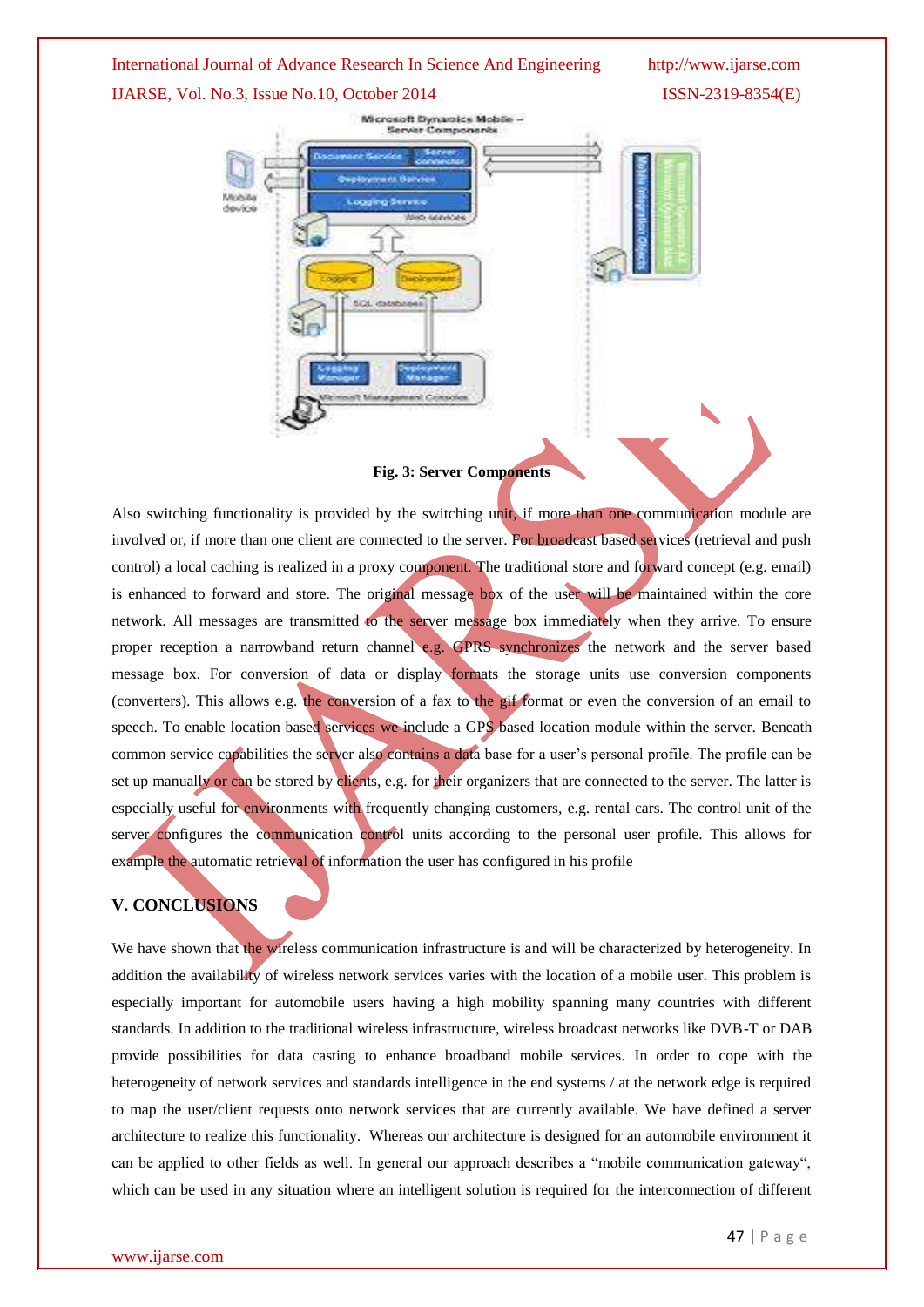Microsoft Dynamics Mobile – Server Components

Mobile device

Document Service

Server connector

Deployment Service

Logging Service

Web services

Logging

Deployment

SQL databases

Logging Manager

Deployment Manager

Microsoft Management Consoles

Mobile Integration Objects

Microsoft Dynamics AX Microsoft Dynamics NAV

**Fig. 3: Server Components**

Also switching functionality is provided by the switching unit, if more than one communication module are involved or, if more than one client are connected to the server. For broadcast based services (retrieval and push control) a local caching is realized in a proxy component. The traditional store and forward concept (e.g. email) is enhanced to forward and store. The original message box of the user will be maintained within the core network. All messages are transmitted to the server message box immediately when they arrive. To ensure proper reception a narrowband return channel e.g. GPRS synchronizes the network and the server based message box. For conversion of data or display formats the storage units use conversion components (converters). This allows e.g. the conversion of a fax to the gif format or even the conversion of an email to speech. To enable location based services we include a GPS based location module within the server. Beneath common service capabilities the server also contains a data base for a user's personal profile. The profile can be set up manually or can be stored by clients, e.g. for their organizers that are connected to the server. The latter is especially useful for environments with frequently changing customers, e.g. rental cars. The control unit of the server configures the communication control units according to the personal user profile. This allows for example the automatic retrieval of information the user has configured in his profile

## V. CONCLUSIONS

We have shown that the wireless communication infrastructure is and will be characterized by heterogeneity. In addition the availability of wireless network services varies with the location of a mobile user. This problem is especially important for automobile users having a high mobility spanning many countries with different standards. In addition to the traditional wireless infrastructure, wireless broadcast networks like DVB-T or DAB provide possibilities for data casting to enhance broadband mobile services. In order to cope with the heterogeneity of network services and standards intelligence in the end systems / at the network edge is required to map the user/client requests onto network services that are currently available. We have defined a server architecture to realize this functionality. Whereas our architecture is designed for an automobile environment it can be applied to other fields as well. In general our approach describes a "mobile communication gateway", which can be used in any situation where an intelligent solution is required for the interconnection of different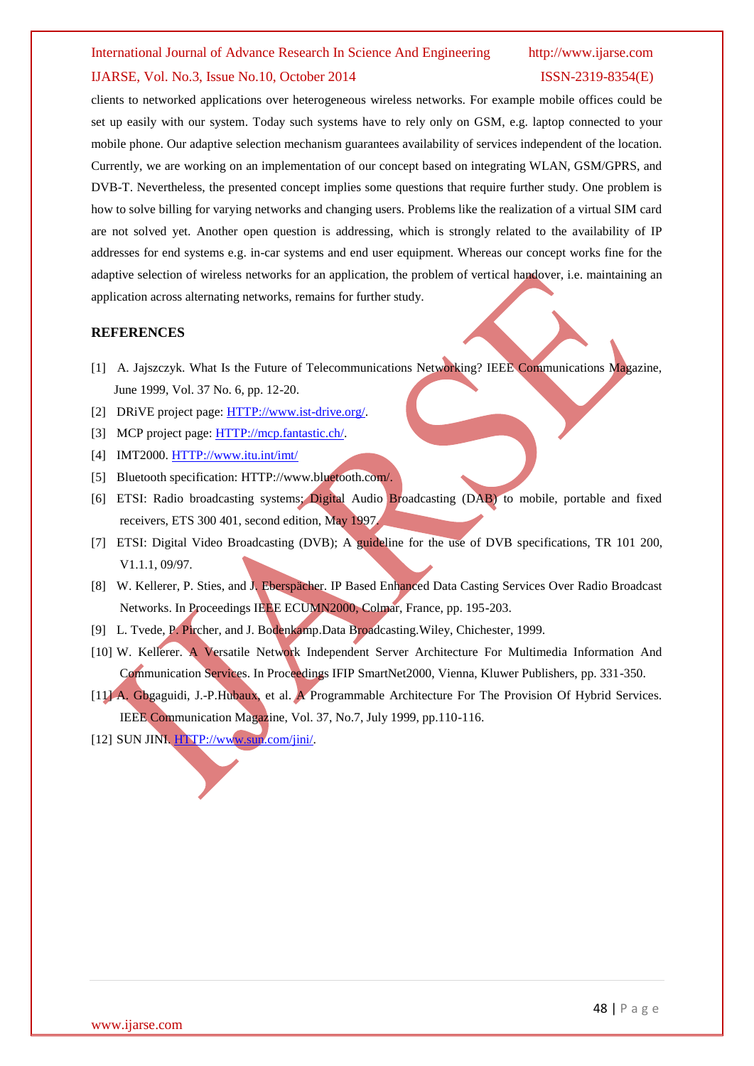clients to networked applications over heterogeneous wireless networks. For example mobile offices could be set up easily with our system. Today such systems have to rely only on GSM, e.g. laptop connected to your mobile phone. Our adaptive selection mechanism guarantees availability of services independent of the location. Currently, we are working on an implementation of our concept based on integrating WLAN, GSM/GPRS, and DVB-T. Nevertheless, the presented concept implies some questions that require further study. One problem is how to solve billing for varying networks and changing users. Problems like the realization of a virtual SIM card are not solved yet. Another open question is addressing, which is strongly related to the availability of IP addresses for end systems e.g. in-car systems and end user equipment. Whereas our concept works fine for the adaptive selection of wireless networks for an application, the problem of vertical handover, i.e. maintaining an application across alternating networks, remains for further study.

## REFERENCES

[1] A. Jajszczyk. What Is the Future of Telecommunications Networking? IEEE Communications Magazine, June 1999, Vol. 37 No. 6, pp. 12-20.

[2] DRiVE project page: HTTP://www.ist-drive.org/.

[3] MCP project page: HTTP://mcp.fantastic.ch/.

[4] IMT2000. HTTP://www.itu.int/imt/

[5] Bluetooth specification: HTTP://www.bluetooth.com/.

[6] ETSI: Radio broadcasting systems; Digital Audio Broadcasting (DAB) to mobile, portable and fixed receivers, ETS 300 401, second edition, May 1997.

[7] ETSI: Digital Video Broadcasting (DVB); A guideline for the use of DVB specifications, TR 101 200, V1.1.1, 09/97.

[8] W. Kellerer, P. Sties, and J. Eberspächer. IP Based Enhanced Data Casting Services Over Radio Broadcast Networks. In Proceedings IEEE ECUMN2000, Colmar, France, pp. 195-203.

[9] L. Tvede, P. Pircher, and J. Bodenkamp.Data Broadcasting.Wiley, Chichester, 1999.

[10] W. Kellerer. A Versatile Network Independent Server Architecture For Multimedia Information And Communication Services. In Proceedings IFIP SmartNet2000, Vienna, Kluwer Publishers, pp. 331-350.

[11] A. Gbgaguidi, J.-P.Hubaux, et al. A Programmable Architecture For The Provision Of Hybrid Services. IEEE Communication Magazine, Vol. 37, No.7, July 1999, pp.110-116.

[12] SUN JINI. HTTP://www.sun.com/jini/.